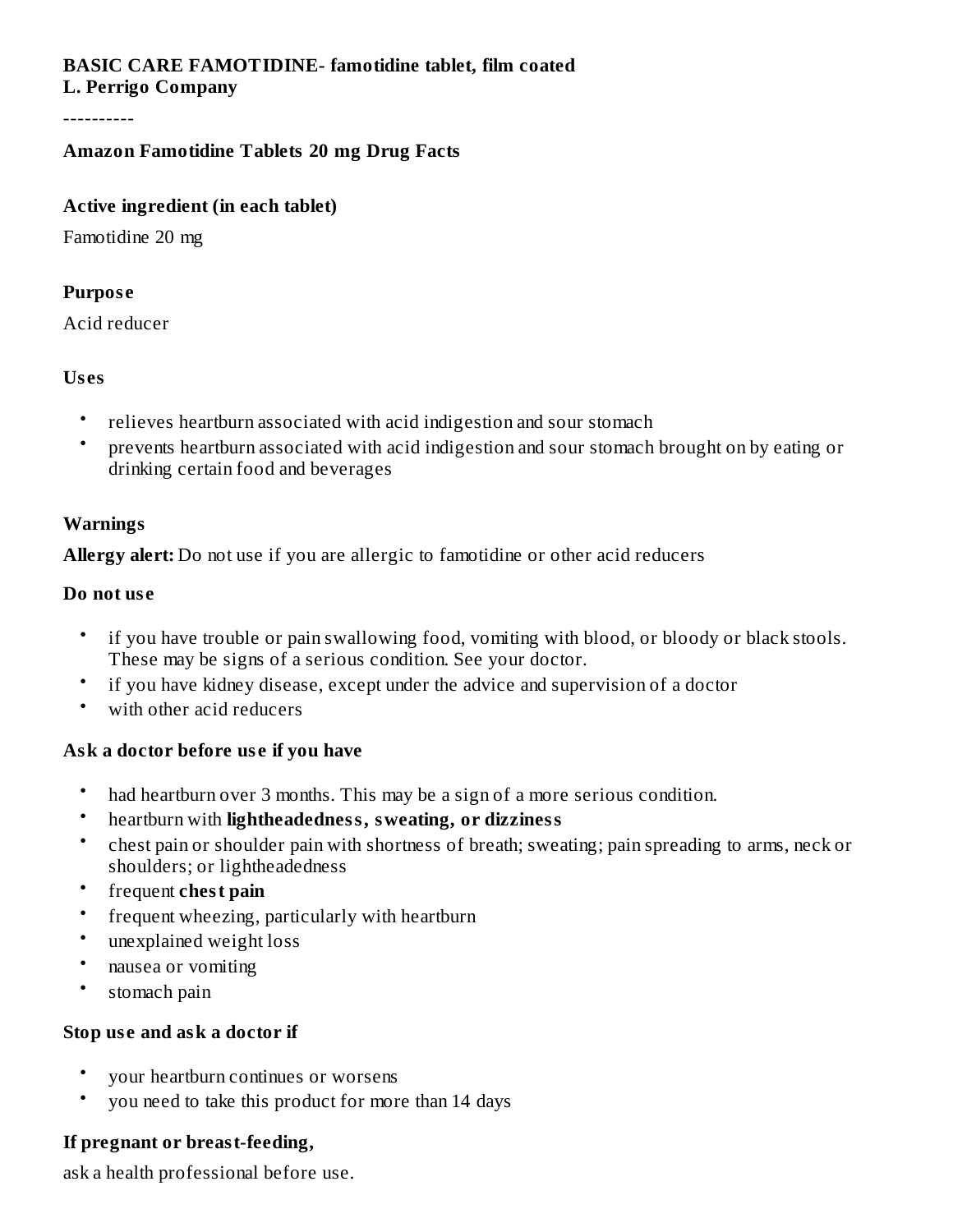**BASIC CARE FAMOTIDINE- famotidine tablet, film coated**
**L. Perrigo Company**

----------

### Amazon Famotidine Tablets 20 mg Drug Facts

#### Active ingredient (in each tablet)

Famotidine 20 mg

#### Purpose

Acid reducer

#### Uses

- relieves heartburn associated with acid indigestion and sour stomach
- prevents heartburn associated with acid indigestion and sour stomach brought on by eating or drinking certain food and beverages

#### Warnings

**Allergy alert:** Do not use if you are allergic to famotidine or other acid reducers

**Do not use**

- if you have trouble or pain swallowing food, vomiting with blood, or bloody or black stools. These may be signs of a serious condition. See your doctor.
- if you have kidney disease, except under the advice and supervision of a doctor
- with other acid reducers

**Ask a doctor before use if you have**

- had heartburn over 3 months. This may be a sign of a more serious condition.
- heartburn with **lightheadedness, sweating, or dizziness**
- chest pain or shoulder pain with shortness of breath; sweating; pain spreading to arms, neck or shoulders; or lightheadedness
- frequent **chest pain**
- frequent wheezing, particularly with heartburn
- unexplained weight loss
- nausea or vomiting
- stomach pain

**Stop use and ask a doctor if**

- your heartburn continues or worsens
- you need to take this product for more than 14 days

**If pregnant or breast-feeding,**

ask a health professional before use.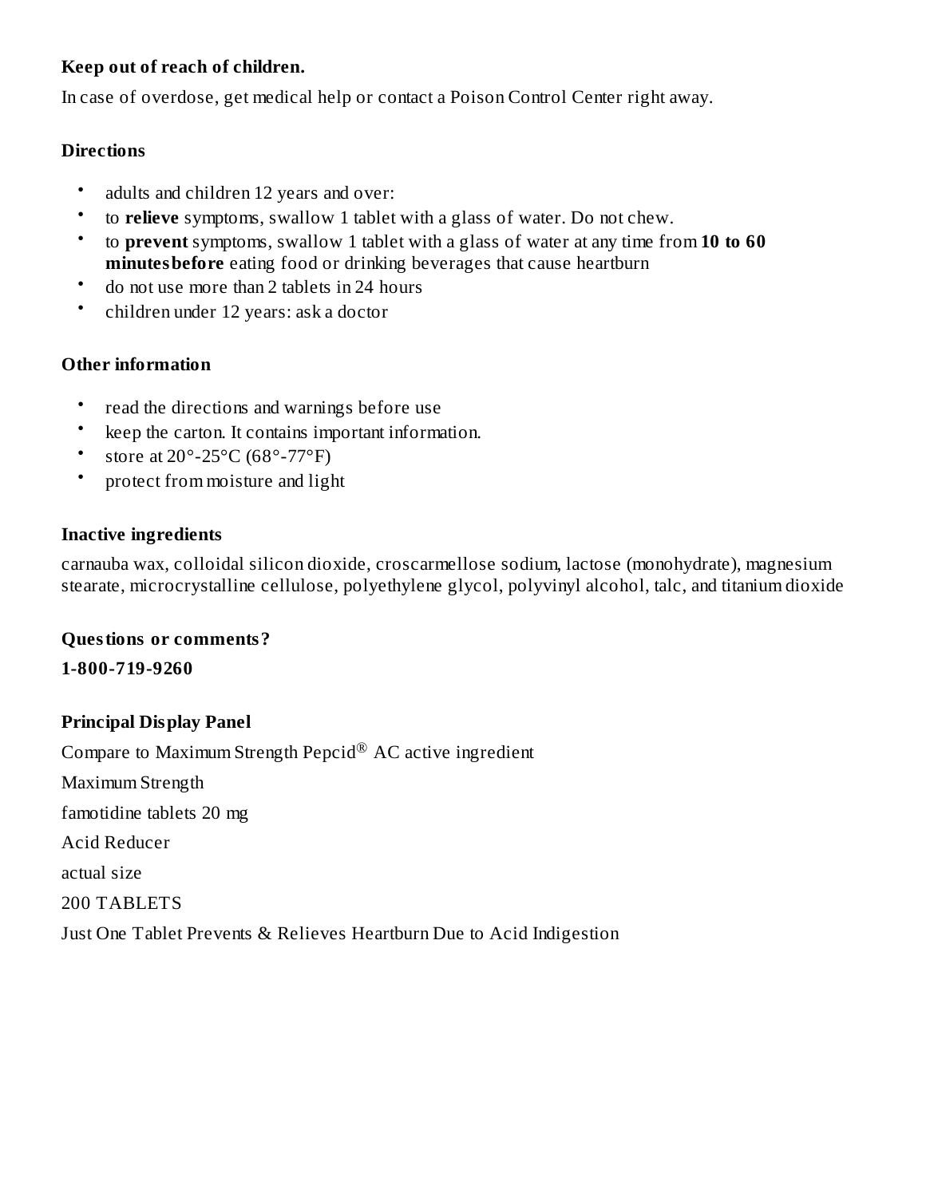**Keep out of reach of children.**

In case of overdose, get medical help or contact a Poison Control Center right away.

**Directions**

- adults and children 12 years and over:
- to **relieve** symptoms, swallow 1 tablet with a glass of water. Do not chew.
- to **prevent** symptoms, swallow 1 tablet with a glass of water at any time from **10 to 60 minutes before** eating food or drinking beverages that cause heartburn
- do not use more than 2 tablets in 24 hours
- children under 12 years: ask a doctor

**Other information**

- read the directions and warnings before use
- keep the carton. It contains important information.
- store at 20°-25°C (68°-77°F)
- protect from moisture and light

**Inactive ingredients**

carnauba wax, colloidal silicon dioxide, croscarmellose sodium, lactose (monohydrate), magnesium stearate, microcrystalline cellulose, polyethylene glycol, polyvinyl alcohol, talc, and titanium dioxide

**Questions or comments?**

**1-800-719-9260**

**Principal Display Panel**

Compare to Maximum Strength Pepcid® AC active ingredient

Maximum Strength

famotidine tablets 20 mg

Acid Reducer

actual size

200 TABLETS

Just One Tablet Prevents & Relieves Heartburn Due to Acid Indigestion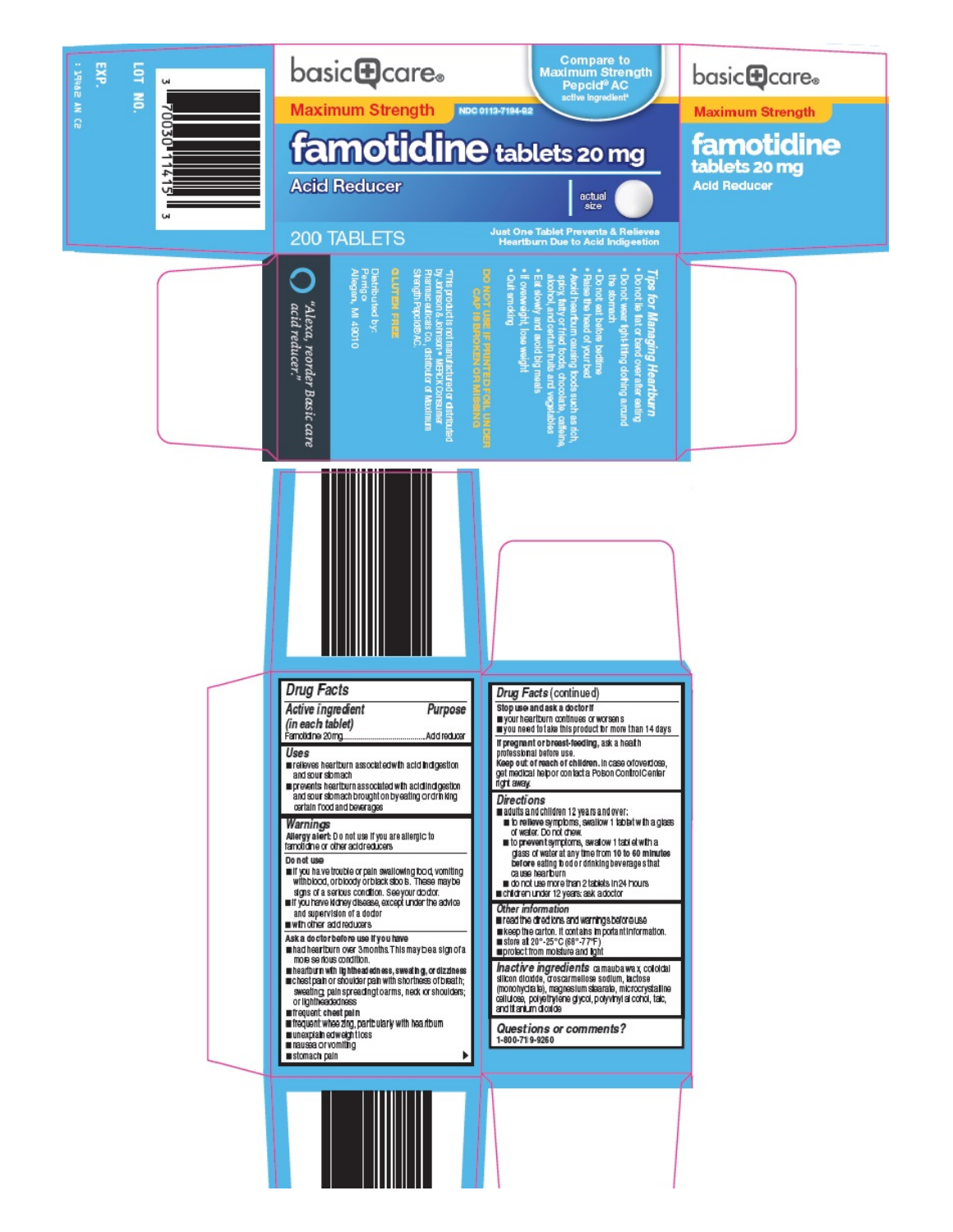LOT NO.

EXP.

3 70030 11415 3

basic care

Maximum Strength

NDC 0113-7194-82

Compare to Maximum Strength Pepcid® AC active ingredient*

# famotidine tablets 20 mg

Acid Reducer

actual size

200 TABLETS

Just One Tablet Prevents & Relieves Heartburn Due to Acid Indigestion

basic care

Maximum Strength

# famotidine tablets 20 mg

Acid Reducer

### Tips for Managing Heartburn

- Do not lie flat or bend over after eating
- Do not wear tight-fitting clothing around the stomach
- Do not eat before bedtime
- Raise the head of your bed
- Avoid heartburn causing foods such as rich, spicy, fatty or fried foods, chocolate, caffeine, alcohol, and certain fruits and vegetables
- Eat slowly and avoid big meals
- If overweight, lose weight
- Quit smoking

**DO NOT USE IF PRINTED FOIL UNDER CAP IS BROKEN OR MISSING**

*This product is not manufactured or distributed by Johnson & Johnson • MERCK Consumer Pharmaceuticals Co., distributor of Maximum Strength Pepcid® AC.

**GLUTEN FREE**

Distributed by:
Perrigo
Allegan, MI 49010

*"Alexa, reorder Basic care acid reducer."*

## Drug Facts

| Active ingredient (in each tablet) | Purpose |
|---|---|
| Famotidine 20 mg | Acid reducer |

### Uses

- relieves heartburn associated with acid indigestion and sour stomach
- prevents heartburn associated with acid indigestion and sour stomach brought on by eating or drinking certain food and beverages

### Warnings

**Allergy alert:** Do not use if you are allergic to famotidine or other acid reducers

**Do not use**

- if you have trouble or pain swallowing food, vomiting with blood, or bloody or black stools. These may be signs of a serious condition. See your doctor.
- if you have kidney disease, except under the advice and supervision of a doctor
- with other acid reducers

**Ask a doctor before use if you have**

- had heartburn over 3 months. This may be a sign of a more serious condition.
- heartburn with lightheadedness, sweating, or dizziness
- chest pain or shoulder pain with shortness of breath; sweating; pain spreading to arms, neck or shoulders; or lightheadedness
- frequent chest pain
- frequent wheezing, particularly with heartburn
- unexplained weight loss
- nausea or vomiting
- stomach pain

## Drug Facts (continued)

**Stop use and ask a doctor if**

- your heartburn continues or worsens
- you need to take this product for more than 14 days

**If pregnant or breast-feeding,** ask a health professional before use.

**Keep out of reach of children.** In case of overdose, get medical help or contact a Poison Control Center right away.

### Directions

- adults and children 12 years and over:
  - to relieve symptoms, swallow 1 tablet with a glass of water. Do not chew.
  - to prevent symptoms, swallow 1 tablet with a glass of water at any time from 10 to 60 minutes before eating food or drinking beverages that cause heartburn
  - do not use more than 2 tablets in 24 hours
- children under 12 years: ask a doctor

### Other information

- read the directions and warnings before use
- keep the carton. It contains important information.
- store at 20°-25°C (68°-77°F)
- protect from moisture and light

### Inactive ingredients

carnauba wax, colloidal silicon dioxide, croscarmellose sodium, lactose (monohydrate), magnesium stearate, microcrystalline cellulose, polyethylene glycol, polyvinyl alcohol, talc, and titanium dioxide

### Questions or comments?

1-800-719-9260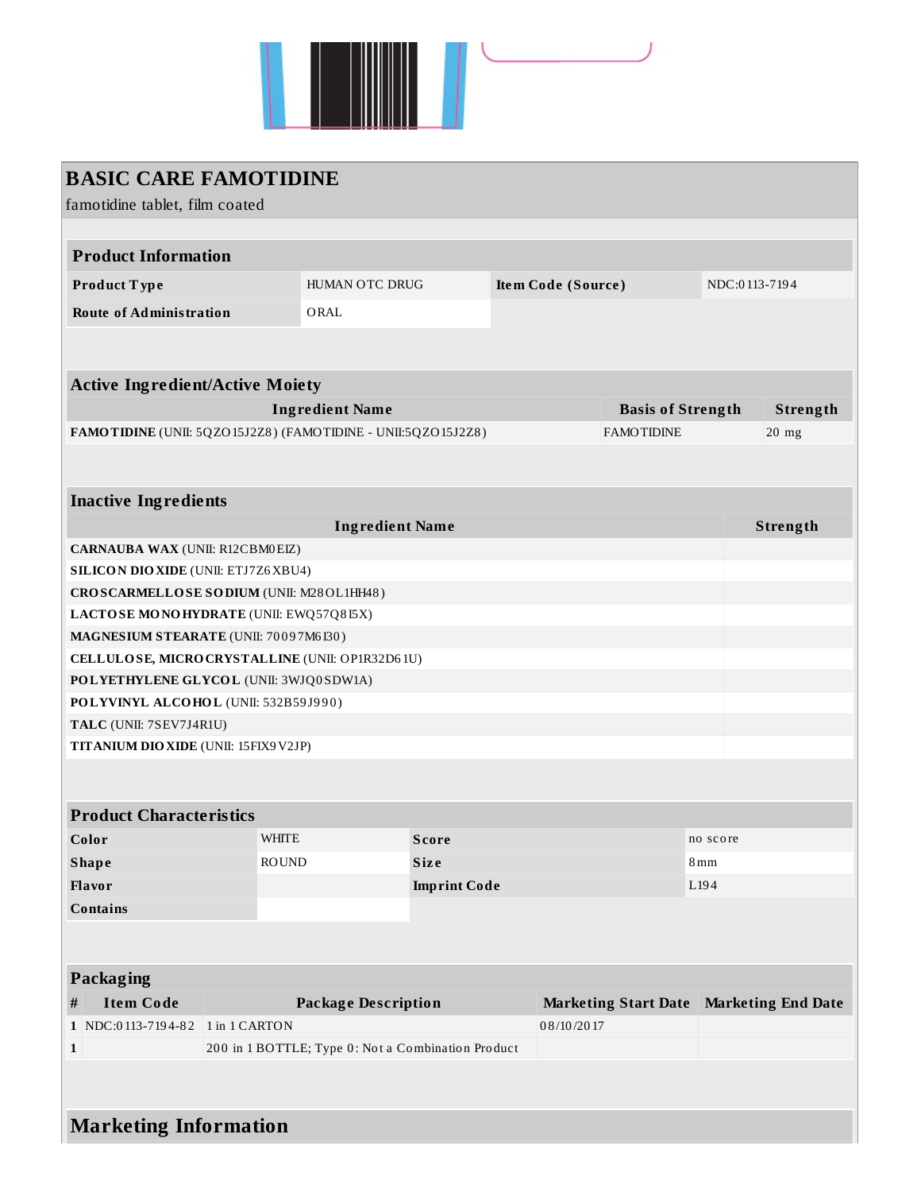# BASIC CARE FAMOTIDINE

famotidine tablet, film coated

| Product Information | | | |
|---|---|---|---|
| **Product Type** | HUMAN OTC DRUG | **Item Code (Source)** | NDC:0113-7194 |
| **Route of Administration** | ORAL | | |

| Active Ingredient/Active Moiety | | |
|---|---|---|
| **Ingredient Name** | **Basis of Strength** | **Strength** |
| **FAMOTIDINE** (UNII: 5QZO15J2Z8) (FAMOTIDINE - UNII:5QZO15J2Z8) | FAMOTIDINE | 20 mg |

| Inactive Ingredients | |
|---|---|
| **Ingredient Name** | **Strength** |
| **CARNAUBA WAX** (UNII: R12CBM0EIZ) | |
| **SILICON DIOXIDE** (UNII: ETJ7Z6XBU4) | |
| **CROSCARMELLOSE SODIUM** (UNII: M28OL1HH48) | |
| **LACTOSE MONOHYDRATE** (UNII: EWQ57Q8I5X) | |
| **MAGNESIUM STEARATE** (UNII: 70097M6I30) | |
| **CELLULOSE, MICROCRYSTALLINE** (UNII: OP1R32D61U) | |
| **POLYETHYLENE GLYCOL** (UNII: 3WJQ0SDW1A) | |
| **POLYVINYL ALCOHOL** (UNII: 532B59J990) | |
| **TALC** (UNII: 7SEV7J4R1U) | |
| **TITANIUM DIOXIDE** (UNII: 15FIX9V2JP) | |

| Product Characteristics | | | |
|---|---|---|---|
| **Color** | WHITE | **Score** | no score |
| **Shape** | ROUND | **Size** | 8mm |
| **Flavor** | | **Imprint Code** | L194 |
| **Contains** | | | |

| Packaging | | | | |
|---|---|---|---|---|
| **#** | **Item Code** | **Package Description** | **Marketing Start Date** | **Marketing End Date** |
| 1 | NDC:0113-7194-82 | 1 in 1 CARTON | 08/10/2017 | |
| 1 | | 200 in 1 BOTTLE; Type 0: Not a Combination Product | | |

## Marketing Information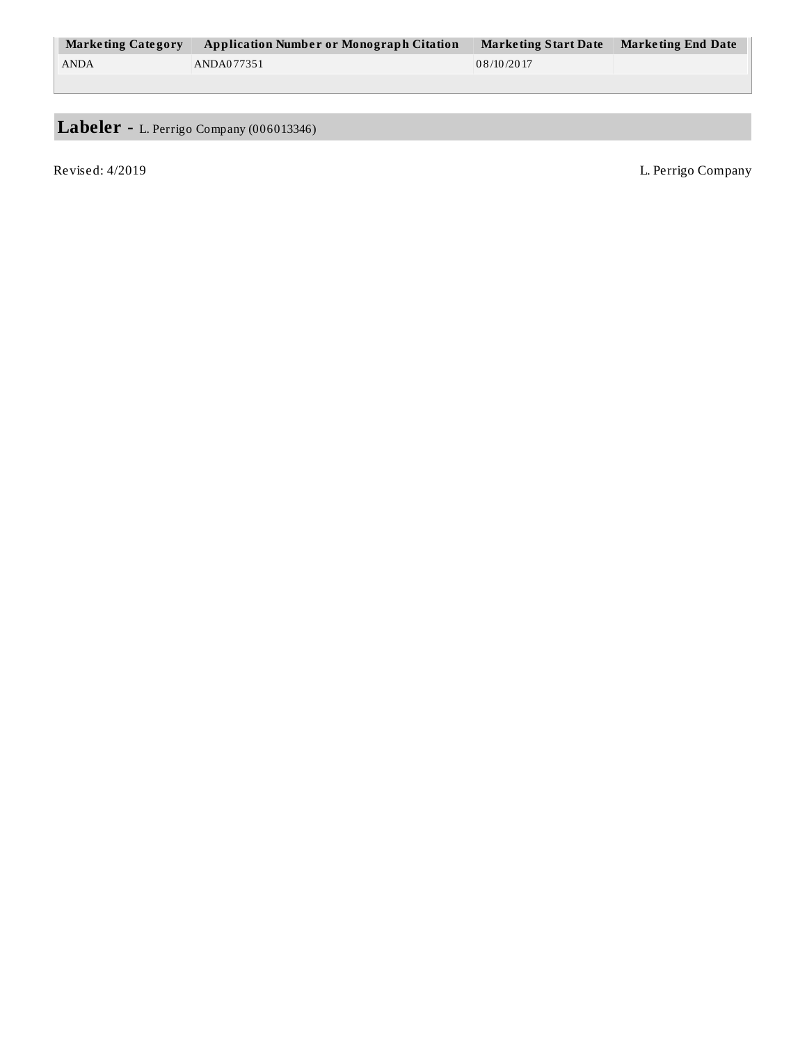| Marketing Category | Application Number or Monograph Citation | Marketing Start Date | Marketing End Date |
| --- | --- | --- | --- |
| ANDA | ANDA077351 | 08/10/2017 | |

## Labeler - L. Perrigo Company (006013346)

Revised: 4/2019

L. Perrigo Company